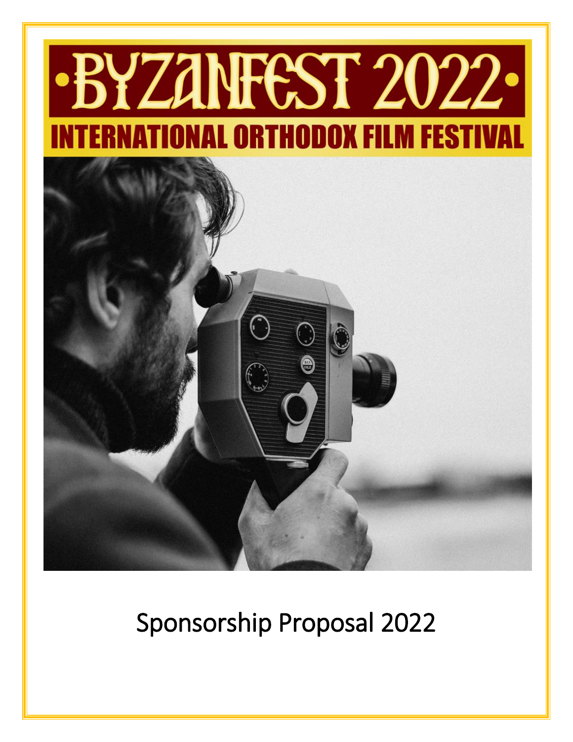# •BYZANFEST 2022•

## INTERNATIONAL ORTHODOX FILM FESTIVAL

Sponsorship Proposal 2022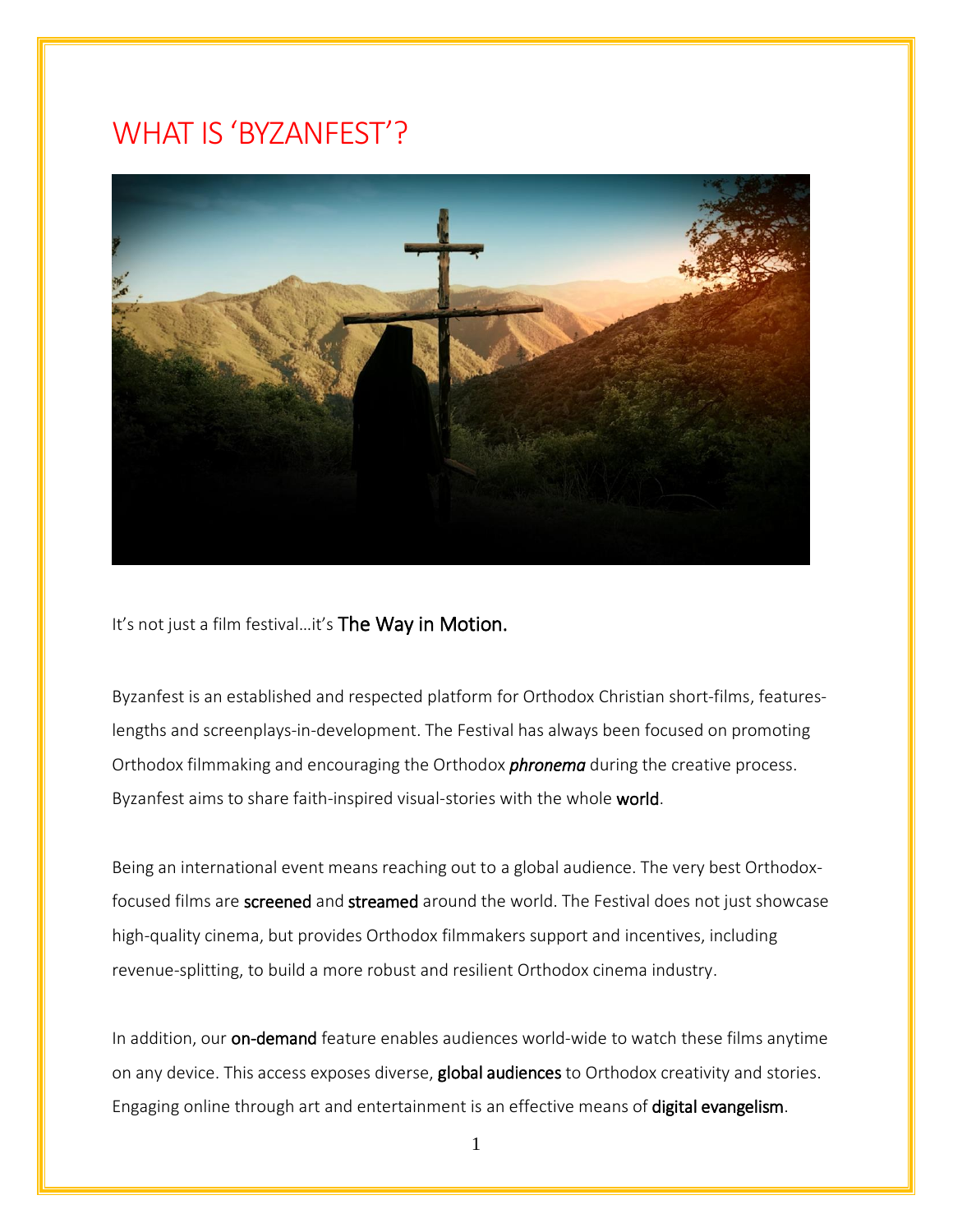# WHAT IS 'BYZANFEST'?

It's not just a film festival…it's The Way in Motion.

Byzanfest is an established and respected platform for Orthodox Christian short-films, features-lengths and screenplays-in-development. The Festival has always been focused on promoting Orthodox filmmaking and encouraging the Orthodox ***phronema*** during the creative process. Byzanfest aims to share faith-inspired visual-stories with the whole world.

Being an international event means reaching out to a global audience. The very best Orthodox-focused films are screened and streamed around the world. The Festival does not just showcase high-quality cinema, but provides Orthodox filmmakers support and incentives, including revenue-splitting, to build a more robust and resilient Orthodox cinema industry.

In addition, our on-demand feature enables audiences world-wide to watch these films anytime on any device. This access exposes diverse, global audiences to Orthodox creativity and stories. Engaging online through art and entertainment is an effective means of digital evangelism.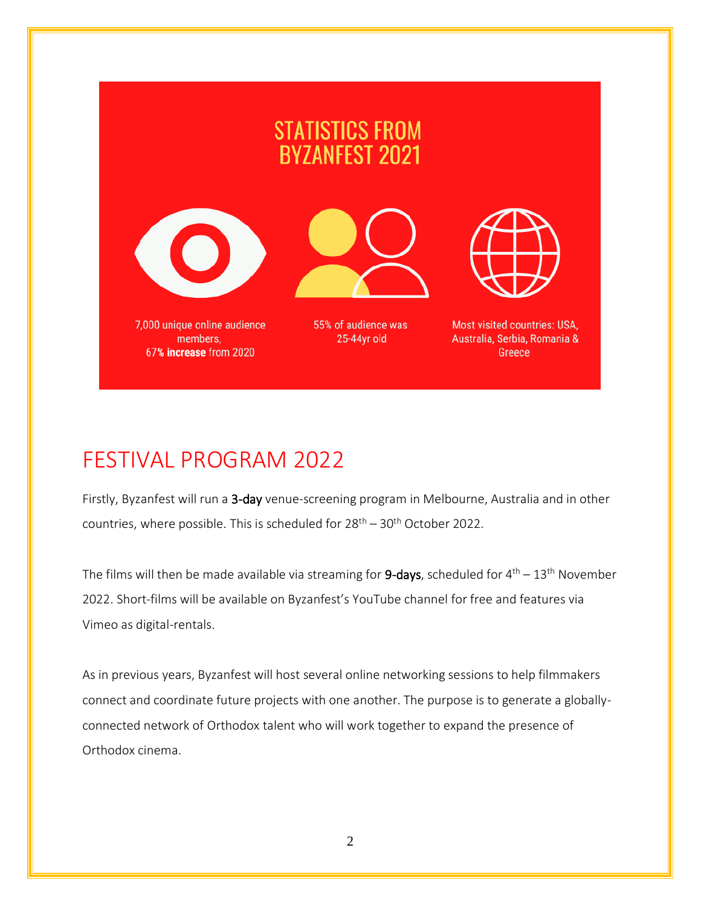## STATISTICS FROM BYZANFEST 2021

7,000 unique online audience members, 67**% increase** from 2020

55% of audience was 25-44yr old

Most visited countries: USA, Australia, Serbia, Romania & Greece

# FESTIVAL PROGRAM 2022

Firstly, Byzanfest will run a **3-day** venue-screening program in Melbourne, Australia and in other countries, where possible. This is scheduled for 28th – 30th October 2022.

The films will then be made available via streaming for **9-days**, scheduled for 4th – 13th November 2022. Short-films will be available on Byzanfest's YouTube channel for free and features via Vimeo as digital-rentals.

As in previous years, Byzanfest will host several online networking sessions to help filmmakers connect and coordinate future projects with one another. The purpose is to generate a globally-connected network of Orthodox talent who will work together to expand the presence of Orthodox cinema.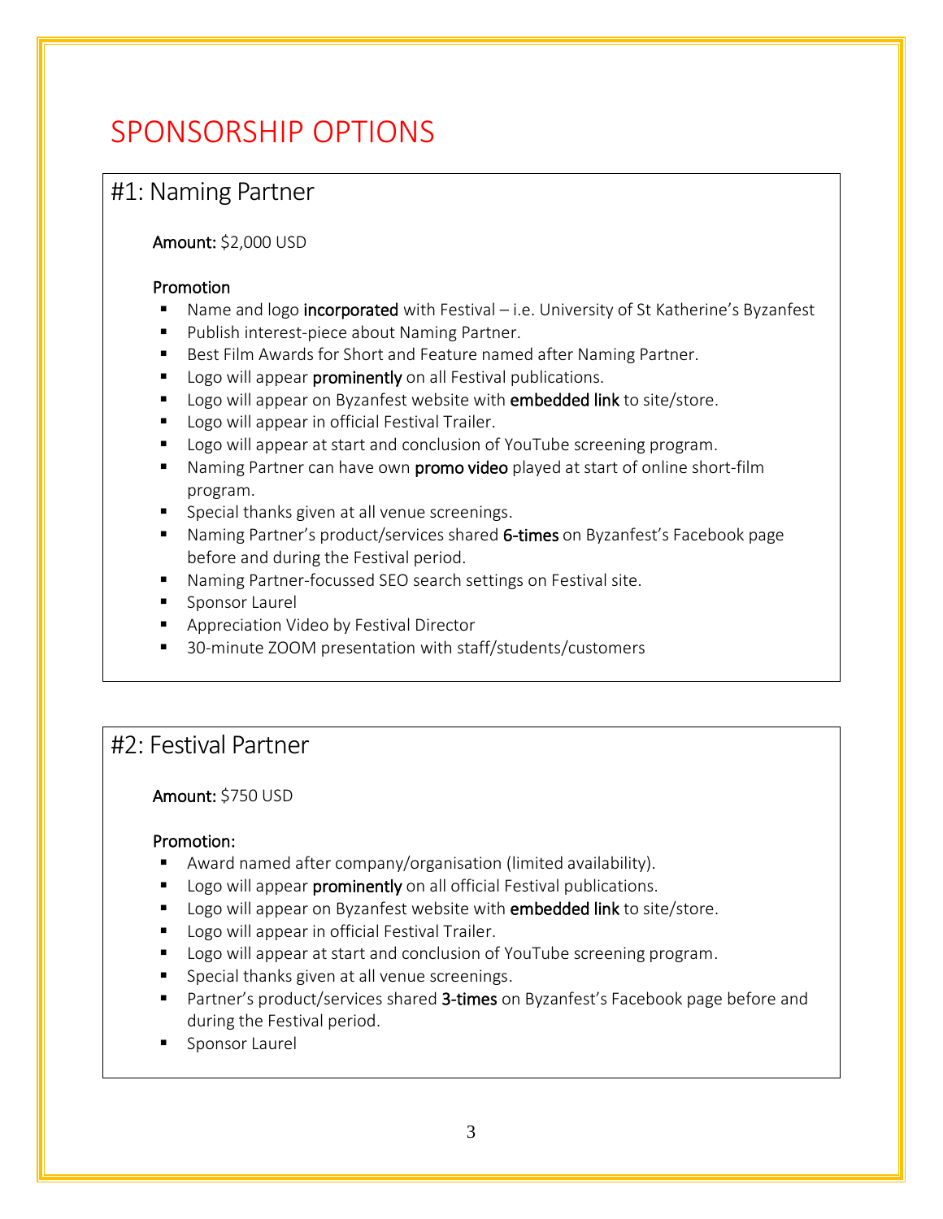# SPONSORSHIP OPTIONS

## #1: Naming Partner

**Amount:** $2,000 USD

**Promotion**

- Name and logo **incorporated** with Festival – i.e. University of St Katherine's Byzanfest
- Publish interest-piece about Naming Partner.
- Best Film Awards for Short and Feature named after Naming Partner.
- Logo will appear **prominently** on all Festival publications.
- Logo will appear on Byzanfest website with **embedded link** to site/store.
- Logo will appear in official Festival Trailer.
- Logo will appear at start and conclusion of YouTube screening program.
- Naming Partner can have own **promo video** played at start of online short-film program.
- Special thanks given at all venue screenings.
- Naming Partner's product/services shared **6-times** on Byzanfest's Facebook page before and during the Festival period.
- Naming Partner-focussed SEO search settings on Festival site.
- Sponsor Laurel
- Appreciation Video by Festival Director
- 30-minute ZOOM presentation with staff/students/customers

## #2: Festival Partner

**Amount:** $750 USD

**Promotion:**

- Award named after company/organisation (limited availability).
- Logo will appear **prominently** on all official Festival publications.
- Logo will appear on Byzanfest website with **embedded link** to site/store.
- Logo will appear in official Festival Trailer.
- Logo will appear at start and conclusion of YouTube screening program.
- Special thanks given at all venue screenings.
- Partner's product/services shared **3-times** on Byzanfest's Facebook page before and during the Festival period.
- Sponsor Laurel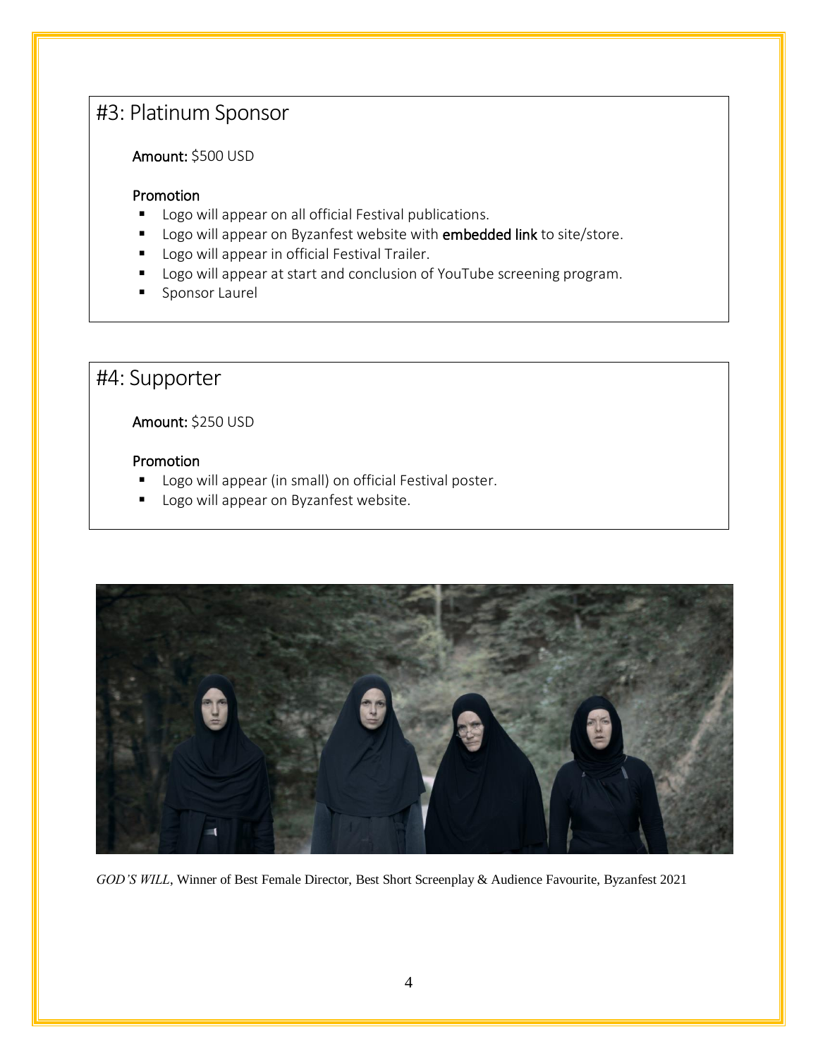## #3: Platinum Sponsor

**Amount:** $500 USD

**Promotion**

- Logo will appear on all official Festival publications.
- Logo will appear on Byzanfest website with **embedded link** to site/store.
- Logo will appear in official Festival Trailer.
- Logo will appear at start and conclusion of YouTube screening program.
- Sponsor Laurel

## #4: Supporter

**Amount:** $250 USD

**Promotion**

- Logo will appear (in small) on official Festival poster.
- Logo will appear on Byzanfest website.

*GOD'S WILL*, Winner of Best Female Director, Best Short Screenplay & Audience Favourite, Byzanfest 2021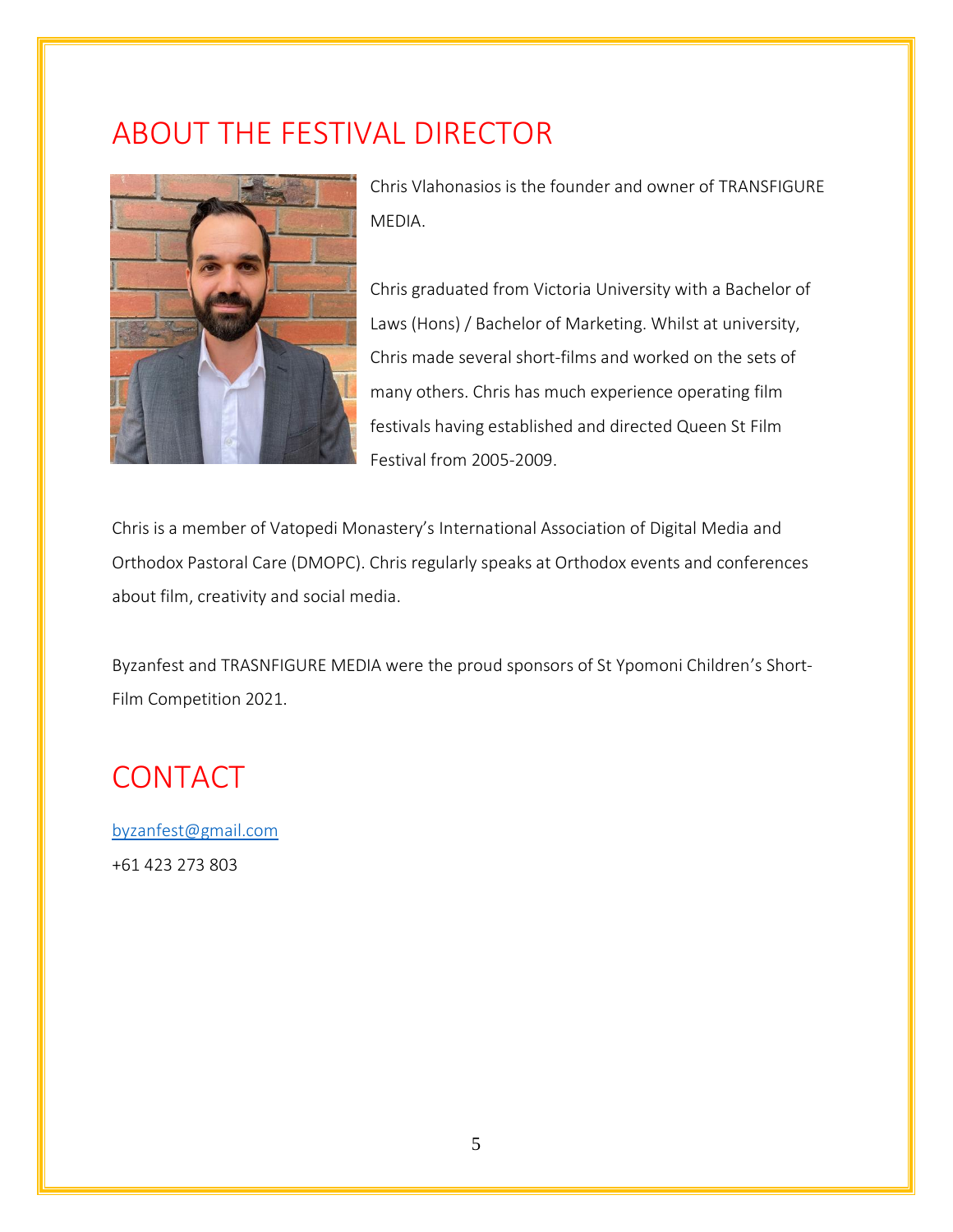# ABOUT THE FESTIVAL DIRECTOR

Chris Vlahonasios is the founder and owner of TRANSFIGURE MEDIA.

Chris graduated from Victoria University with a Bachelor of Laws (Hons) / Bachelor of Marketing. Whilst at university, Chris made several short-films and worked on the sets of many others. Chris has much experience operating film festivals having established and directed Queen St Film Festival from 2005-2009.

Chris is a member of Vatopedi Monastery's International Association of Digital Media and Orthodox Pastoral Care (DMOPC). Chris regularly speaks at Orthodox events and conferences about film, creativity and social media.

Byzanfest and TRASNFIGURE MEDIA were the proud sponsors of St Ypomoni Children's Short-Film Competition 2021.

# CONTACT

byzanfest@gmail.com

+61 423 273 803